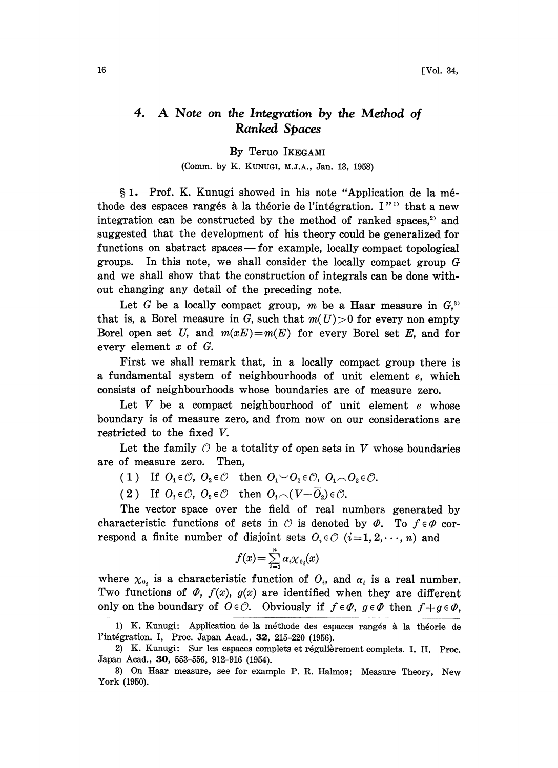# 4. *A Note on the Integration by the Method of Ranked Spaces*

By Teruo IKEGAMI

(Comm. by K. KUNUGI, M.J.A., Jan. 13, 1958)

§ 1. Prof. K. Kunugi showed in his note "Application de la méthode des espaces rangés à la théorie de l'intégration. I"[1] that a new integration can be constructed by the method of ranked spaces,[2] and suggested that the development of his theory could be generalized for functions on abstract spaces — for example, locally compact topological groups. In this note, we shall consider the locally compact group $G$ and we shall show that the construction of integrals can be done without changing any detail of the preceding note.

Let $G$ be a locally compact group, $m$ be a Haar measure in $G$,[3] that is, a Borel measure in $G$, such that $m(U)>0$ for every non empty Borel open set $U$, and $m(xE)=m(E)$ for every Borel set $E$, and for every element $x$ of $G$.

First we shall remark that, in a locally compact group there is a fundamental system of neighbourhoods of unit element $e$, which consists of neighbourhoods whose boundaries are of measure zero.

Let $V$ be a compact neighbourhood of unit element $e$ whose boundary is of measure zero, and from now on our considerations are restricted to the fixed $V$.

Let the family $\mathcal{O}$ be a totality of open sets in $V$ whose boundaries are of measure zero. Then,

(1) If $O_1 \in \mathcal{O}$, $O_2 \in \mathcal{O}$ then $O_1 \cup O_2 \in \mathcal{O}$, $O_1 \cap O_2 \in \mathcal{O}$.

(2) If $O_1 \in \mathcal{O}$, $O_2 \in \mathcal{O}$ then $O_1 \cap (V-\overline{O}_2) \in \mathcal{O}$.

The vector space over the field of real numbers generated by characteristic functions of sets in $\mathcal{O}$ is denoted by $\Phi$. To $f \in \Phi$ correspond a finite number of disjoint sets $O_i \in \mathcal{O}$ $(i=1,2,\cdots,n)$ and

$$f(x)=\sum_{i=1}^{n}\alpha_i \chi_{O_i}(x)$$

where $\chi_{O_i}$ is a characteristic function of $O_i$, and $\alpha_i$ is a real number. Two functions of $\Phi$, $f(x)$, $g(x)$ are identified when they are different only on the boundary of $O \in \mathcal{O}$. Obviously if $f \in \Phi$, $g \in \Phi$ then $f+g \in \Phi$,

1) K. Kunugi: Application de la méthode des espaces rangés à la théorie de l'intégration. I, Proc. Japan Acad., **32**, 215–220 (1956).

2) K. Kunugi: Sur les espaces complets et régulièrement complets. I, II, Proc. Japan Acad., **30**, 553–556, 912–916 (1954).

3) On Haar measure, see for example P. R. Halmos: Measure Theory, New York (1950).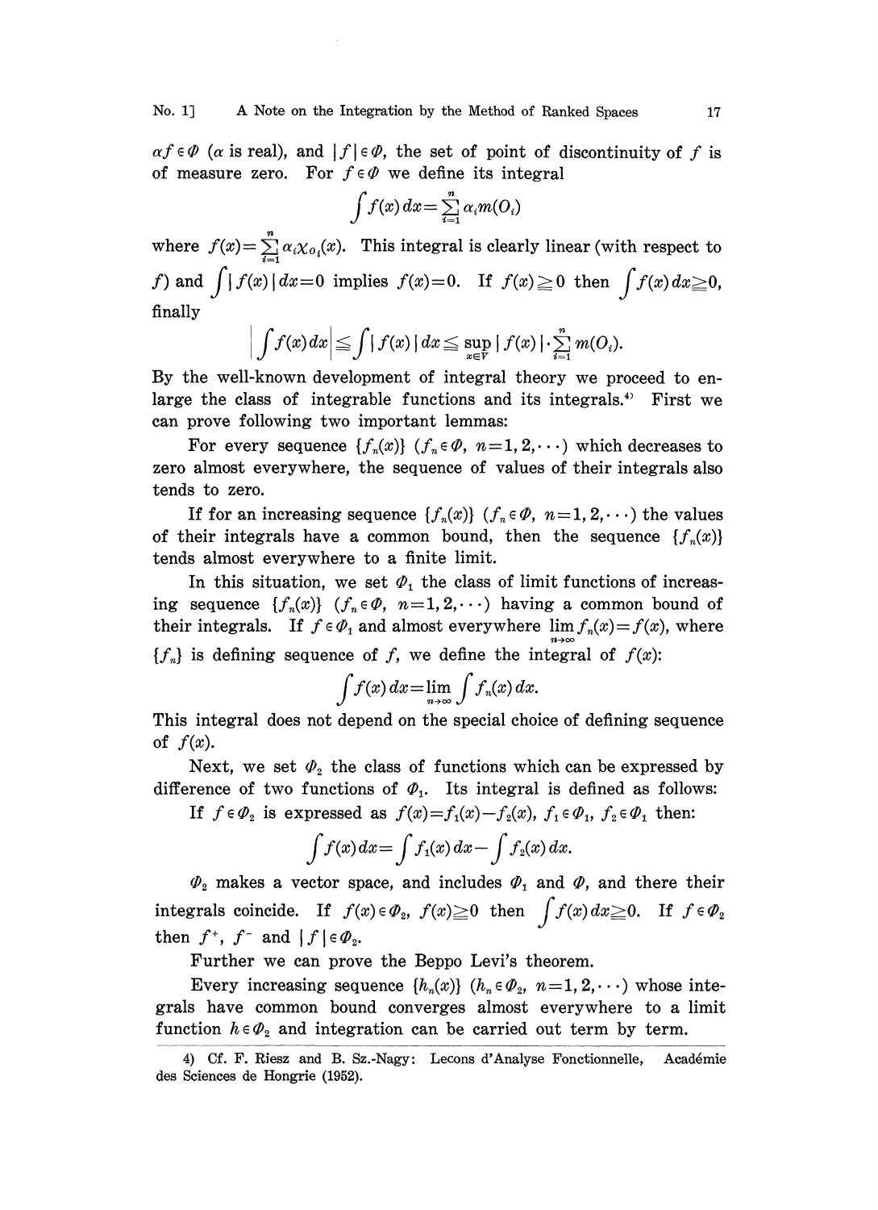$\alpha f \in \Phi$ ($\alpha$ is real), and $|f| \in \Phi$, the set of point of discontinuity of $f$ is of measure zero. For $f \in \Phi$ we define its integral

$$\int f(x)\,dx = \sum_{i=1}^{n} \alpha_i m(O_i)$$

where $f(x) = \sum_{i=1}^{n} \alpha_i \chi_{O_i}(x)$. This integral is clearly linear (with respect to $f$) and $\int |f(x)|\,dx = 0$ implies $f(x) = 0$. If $f(x) \geqq 0$ then $\int f(x)\,dx \geqq 0$, finally

$$\left|\int f(x)\,dx\right| \leqq \int |f(x)|\,dx \leqq \sup_{x \in V} |f(x)| \cdot \sum_{i=1}^{n} m(O_i).$$

By the well-known development of integral theory we proceed to enlarge the class of integrable functions and its integrals.[4] First we can prove following two important lemmas:

For every sequence $\{f_n(x)\}$ ($f_n \in \Phi$, $n=1,2,\cdots$) which decreases to zero almost everywhere, the sequence of values of their integrals also tends to zero.

If for an increasing sequence $\{f_n(x)\}$ ($f_n \in \Phi$, $n=1,2,\cdots$) the values of their integrals have a common bound, then the sequence $\{f_n(x)\}$ tends almost everywhere to a finite limit.

In this situation, we set $\Phi_1$ the class of limit functions of increasing sequence $\{f_n(x)\}$ ($f_n \in \Phi$, $n=1,2,\cdots$) having a common bound of their integrals. If $f \in \Phi_1$ and almost everywhere $\lim_{n\to\infty} f_n(x) = f(x)$, where $\{f_n\}$ is defining sequence of $f$, we define the integral of $f(x)$:

$$\int f(x)\,dx = \lim_{n\to\infty} \int f_n(x)\,dx.$$

This integral does not depend on the special choice of defining sequence of $f(x)$.

Next, we set $\Phi_2$ the class of functions which can be expressed by difference of two functions of $\Phi_1$. Its integral is defined as follows:

If $f \in \Phi_2$ is expressed as $f(x) = f_1(x) - f_2(x)$, $f_1 \in \Phi_1$, $f_2 \in \Phi_1$ then:

$$\int f(x)\,dx = \int f_1(x)\,dx - \int f_2(x)\,dx.$$

$\Phi_2$ makes a vector space, and includes $\Phi_1$ and $\Phi$, and there their integrals coincide. If $f(x) \in \Phi_2$, $f(x) \geqq 0$ then $\int f(x)\,dx \geqq 0$. If $f \in \Phi_2$ then $f^+$, $f^-$ and $|f| \in \Phi_2$.

Further we can prove the Beppo Levi's theorem.

Every increasing sequence $\{h_n(x)\}$ ($h_n \in \Phi_2$, $n=1,2,\cdots$) whose integrals have common bound converges almost everywhere to a limit function $h \in \Phi_2$ and integration can be carried out term by term.

---

4) Cf. F. Riesz and B. Sz.-Nagy: Leçons d'Analyse Fonctionnelle, Académie des Sciences de Hongrie (1952).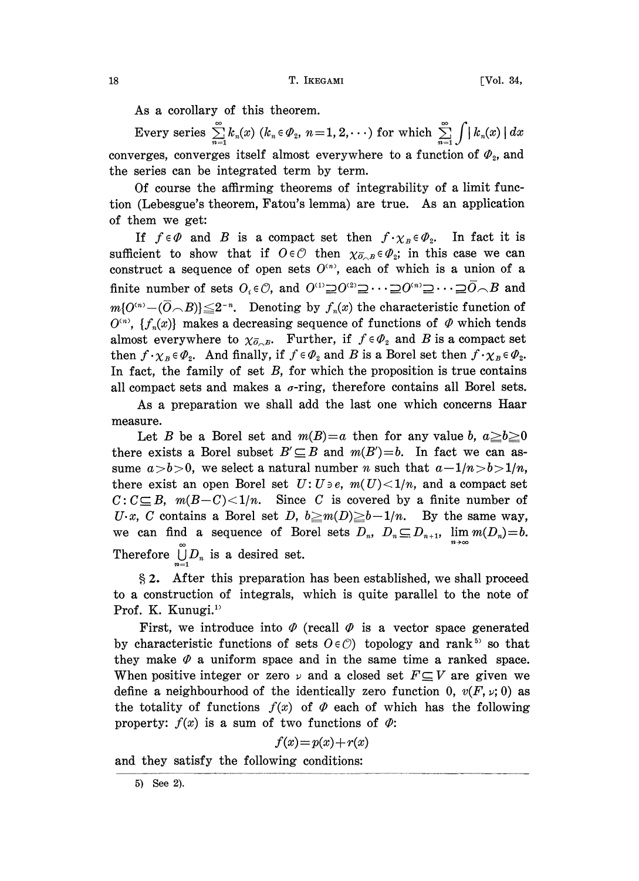As a corollary of this theorem.

Every series $\sum_{n=1}^{\infty} k_n(x)$ ($k_n \in \Phi_2$, $n=1, 2, \cdots$) for which $\sum_{n=1}^{\infty} \int |k_n(x)|\, dx$ converges, converges itself almost everywhere to a function of $\Phi_2$, and the series can be integrated term by term.

Of course the affirming theorems of integrability of a limit function (Lebesgue's theorem, Fatou's lemma) are true. As an application of them we get:

If $f \in \Phi$ and $B$ is a compact set then $f \cdot \chi_B \in \Phi_2$. In fact it is sufficient to show that if $O \in \mathcal{O}$ then $\chi_{\bar{O} \frown B} \in \Phi_2$; in this case we can construct a sequence of open sets $O^{(n)}$, each of which is a union of a finite number of sets $O_i \in \mathcal{O}$, and $O^{(1)} \supseteq O^{(2)} \supseteq \cdots \supseteq O^{(n)} \supseteq \cdots \supseteq \bar{O} \frown B$ and $m\{O^{(n)} - (\bar{O} \frown B)\} \leqq 2^{-n}$. Denoting by $f_n(x)$ the characteristic function of $O^{(n)}$, $\{f_n(x)\}$ makes a decreasing sequence of functions of $\Phi$ which tends almost everywhere to $\chi_{\bar{O} \frown B}$. Further, if $f \in \Phi_2$ and $B$ is a compact set then $f \cdot \chi_B \in \Phi_2$. And finally, if $f \in \Phi_2$ and $B$ is a Borel set then $f \cdot \chi_B \in \Phi_2$. In fact, the family of set $B$, for which the proposition is true contains all compact sets and makes a $\sigma$-ring, therefore contains all Borel sets.

As a preparation we shall add the last one which concerns Haar measure.

Let $B$ be a Borel set and $m(B)=a$ then for any value $b$, $a \geqq b \geqq 0$ there exists a Borel subset $B' \subseteq B$ and $m(B')=b$. In fact we can assume $a > b > 0$, we select a natural number $n$ such that $a - 1/n > b > 1/n$, there exist an open Borel set $U: U \ni e$, $m(U) < 1/n$, and a compact set $C: C \subseteq B$, $m(B - C) < 1/n$. Since $C$ is covered by a finite number of $U \cdot x$, $C$ contains a Borel set $D$, $b \geqq m(D) \geqq b - 1/n$. By the same way, we can find a sequence of Borel sets $D_n$, $D_n \subseteq D_{n+1}$, $\lim_{n \to \infty} m(D_n) = b$. Therefore $\bigcup_{n=1}^{\infty} D_n$ is a desired set.

§ 2. After this preparation has been established, we shall proceed to a construction of integrals, which is quite parallel to the note of Prof. K. Kunugi.[1]

First, we introduce into $\Phi$ (recall $\Phi$ is a vector space generated by characteristic functions of sets $O \in \mathcal{O}$) topology and rank[5] so that they make $\Phi$ a uniform space and in the same time a ranked space. When positive integer or zero $\nu$ and a closed set $F \subseteq V$ are given we define a neighbourhood of the identically zero function 0, $v(F, \nu; 0)$ as the totality of functions $f(x)$ of $\Phi$ each of which has the following property: $f(x)$ is a sum of two functions of $\Phi$:

$$f(x) = p(x) + r(x)$$

and they satisfy the following conditions:

5) See 2).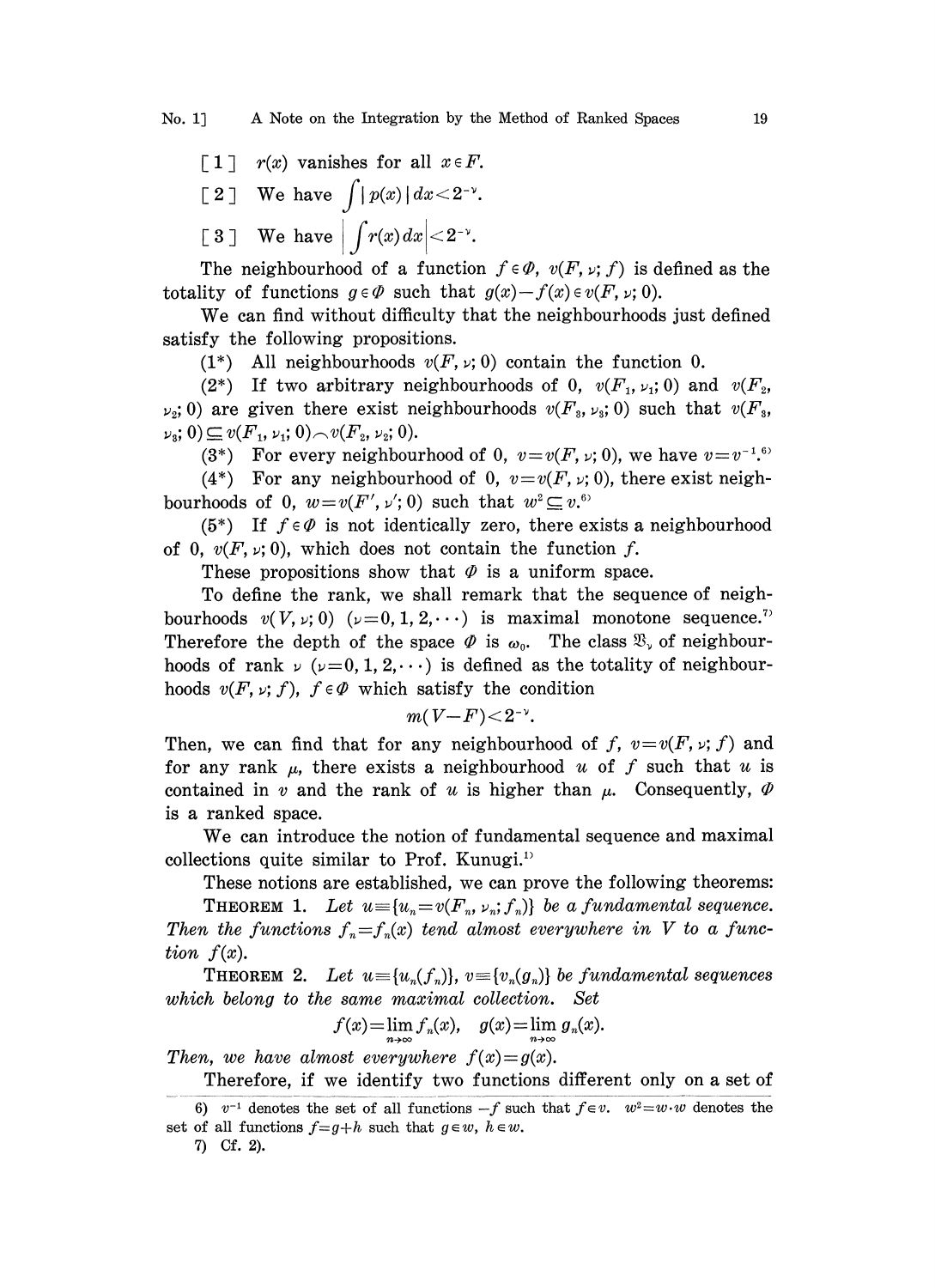[1] $r(x)$ vanishes for all $x \in F$.

[2] We have $\int |p(x)|\,dx < 2^{-\nu}$.

[3] We have $\left|\int r(x)\,dx\right| < 2^{-\nu}$.

The neighbourhood of a function $f \in \Phi$, $v(F, \nu; f)$ is defined as the totality of functions $g \in \Phi$ such that $g(x) - f(x) \in v(F, \nu; 0)$.

We can find without difficulty that the neighbourhoods just defined satisfy the following propositions.

(1*) All neighbourhoods $v(F, \nu; 0)$ contain the function 0.

(2*) If two arbitrary neighbourhoods of 0, $v(F_1, \nu_1; 0)$ and $v(F_2, \nu_2; 0)$ are given there exist neighbourhoods $v(F_3, \nu_3; 0)$ such that $v(F_3, \nu_3; 0) \subseteq v(F_1, \nu_1; 0) \frown v(F_2, \nu_2; 0)$.

(3*) For every neighbourhood of 0, $v = v(F, \nu; 0)$, we have $v = v^{-1}$.[6)]

(4*) For any neighbourhood of 0, $v = v(F, \nu; 0)$, there exist neighbourhoods of 0, $w = v(F', \nu'; 0)$ such that $w^2 \subseteq v$.[6)]

(5*) If $f \in \Phi$ is not identically zero, there exists a neighbourhood of 0, $v(F, \nu; 0)$, which does not contain the function $f$.

These propositions show that $\Phi$ is a uniform space.

To define the rank, we shall remark that the sequence of neighbourhoods $v(V, \nu; 0)$ $(\nu = 0, 1, 2, \cdots)$ is maximal monotone sequence.[7)] Therefore the depth of the space $\Phi$ is $\omega_0$. The class $\mathfrak{B}_\nu$ of neighbourhoods of rank $\nu$ $(\nu = 0, 1, 2, \cdots)$ is defined as the totality of neighbourhoods $v(F, \nu; f)$, $f \in \Phi$ which satisfy the condition

$$m(V - F) < 2^{-\nu}.$$

Then, we can find that for any neighbourhood of $f$, $v = v(F, \nu; f)$ and for any rank $\mu$, there exists a neighbourhood $u$ of $f$ such that $u$ is contained in $v$ and the rank of $u$ is higher than $\mu$. Consequently, $\Phi$ is a ranked space.

We can introduce the notion of fundamental sequence and maximal collections quite similar to Prof. Kunugi.[1)]

These notions are established, we can prove the following theorems:

**Theorem 1.** *Let $u \equiv \{u_n = v(F_n, \nu_n; f_n)\}$ be a fundamental sequence. Then the functions $f_n = f_n(x)$ tend almost everywhere in $V$ to a function $f(x)$.*

**Theorem 2.** *Let $u \equiv \{u_n(f_n)\}$, $v \equiv \{v_n(g_n)\}$ be fundamental sequences which belong to the same maximal collection. Set*

$$f(x) = \lim_{n\to\infty} f_n(x), \quad g(x) = \lim_{n\to\infty} g_n(x).$$

*Then, we have almost everywhere $f(x) = g(x)$.*

Therefore, if we identify two functions different only on a set of

---

6) $v^{-1}$ denotes the set of all functions $-f$ such that $f \in v$. $w^2 = w \cdot w$ denotes the set of all functions $f = g + h$ such that $g \in w$, $h \in w$.

7) Cf. 2).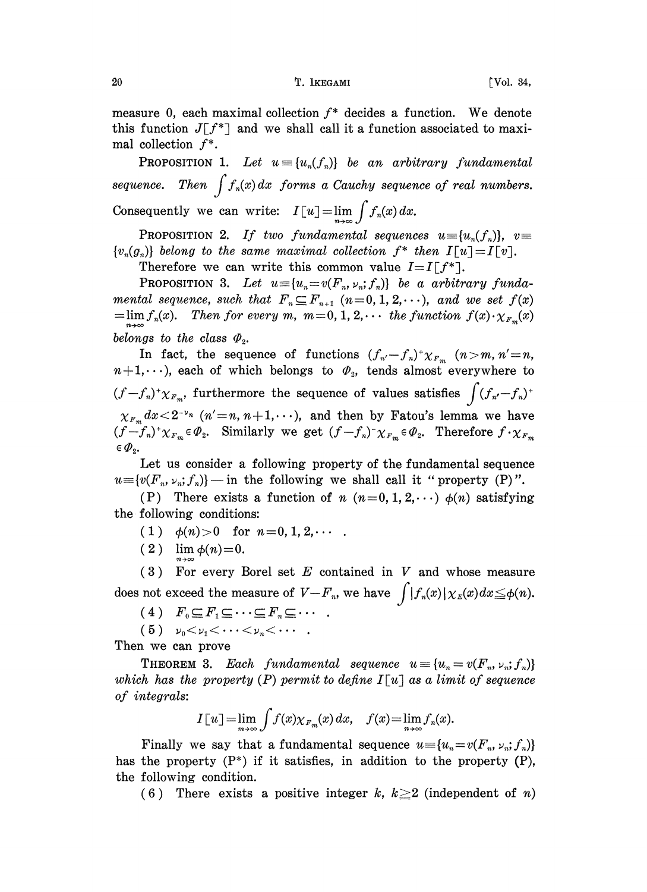measure 0, each maximal collection $f^*$ decides a function. We denote this function $J[f^*]$ and we shall call it a function associated to maximal collection $f^*$.

PROPOSITION 1. *Let $u\equiv\{u_n(f_n)\}$ be an arbitrary fundamental sequence. Then $\int f_n(x)\,dx$ forms a Cauchy sequence of real numbers.* Consequently we can write: $I[u]=\lim_{n\to\infty}\int f_n(x)\,dx$.

PROPOSITION 2. *If two fundamental sequences $u\equiv\{u_n(f_n)\}$, $v\equiv\{v_n(g_n)\}$ belong to the same maximal collection $f^*$ then $I[u]=I[v]$.*

Therefore we can write this common value $I=I[f^*]$.

PROPOSITION 3. *Let $u\equiv\{u_n=v(F_n,\nu_n;f_n)\}$ be a arbitrary fundamental sequence, such that $F_n\subseteq F_{n+1}$ $(n=0,1,2,\cdots)$, and we set $f(x)=\lim_{n\to\infty}f_n(x)$. Then for every $m$, $m=0,1,2,\cdots$ the function $f(x)\cdot\chi_{F_m}(x)$ belongs to the class $\Phi_2$.*

In fact, the sequence of functions $(f_{n'}-f_n)^+\chi_{F_m}$ $(n>m,\ n'=n,\ n+1,\cdots)$, each of which belongs to $\Phi_2$, tends almost everywhere to $(f-f_n)^+\chi_{F_m}$, furthermore the sequence of values satisfies $\int(f_{n'}-f_n)^+\chi_{F_m}dx<2^{-\nu_n}$ $(n'=n,n+1,\cdots)$, and then by Fatou's lemma we have $(f-f_n)^+\chi_{F_m}\in\Phi_2$. Similarly we get $(f-f_n)^-\chi_{F_m}\in\Phi_2$. Therefore $f\cdot\chi_{F_m}\in\Phi_2$.

Let us consider a following property of the fundamental sequence $u\equiv\{v(F_n,\nu_n;f_n)\}$ — in the following we shall call it "property (P)".

(P) There exists a function of $n$ $(n=0,1,2,\cdots)$ $\phi(n)$ satisfying the following conditions:

(1) $\phi(n)>0$ for $n=0,1,2,\cdots$ .

(2) $\lim_{n\to\infty}\phi(n)=0$.

(3) For every Borel set $E$ contained in $V$ and whose measure does not exceed the measure of $V-F_n$, we have $\int|f_n(x)|\chi_E(x)dx\leqq\phi(n)$.

(4) $F_0\subseteq F_1\subseteq\cdots\subseteq F_n\subseteq\cdots$ .

(5) $\nu_0<\nu_1<\cdots<\nu_n<\cdots$ .

Then we can prove

THEOREM 3. *Each fundamental sequence $u\equiv\{u_n=v(F_n,\nu_n;f_n)\}$ which has the property (P) permit to define $I[u]$ as a limit of sequence of integrals*:

$$I[u]=\lim_{m\to\infty}\int f(x)\chi_{F_m}(x)\,dx,\quad f(x)=\lim_{n\to\infty}f_n(x).$$

Finally we say that a fundamental sequence $u\equiv\{u_n=v(F_n,\nu_n;f_n)\}$ has the property (P\*) if it satisfies, in addition to the property (P), the following condition.

(6) There exists a positive integer $k$, $k\geqq2$ (independent of $n$)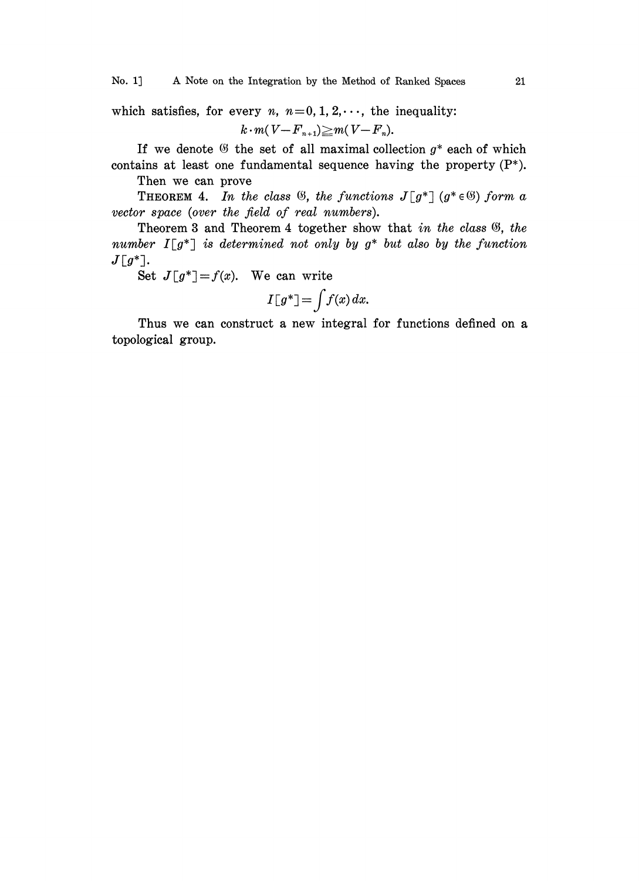which satisfies, for every $n$, $n=0, 1, 2, \cdots$, the inequality:

$$k \cdot m(V - F_{n+1}) \geqq m(V - F_n).$$

If we denote $\mathfrak{G}$ the set of all maximal collection $g^*$ each of which contains at least one fundamental sequence having the property (P*).

Then we can prove

**THEOREM 4.** *In the class $\mathfrak{G}$, the functions $J[g^*]$ ($g^* \in \mathfrak{G}$) form a vector space (over the field of real numbers).*

Theorem 3 and Theorem 4 together show that *in the class $\mathfrak{G}$, the number $I[g^*]$ is determined not only by $g^*$ but also by the function $J[g^*]$.*

Set $J[g^*] = f(x)$. We can write

$$I[g^*] = \int f(x)\, dx.$$

Thus we can construct a new integral for functions defined on a topological group.